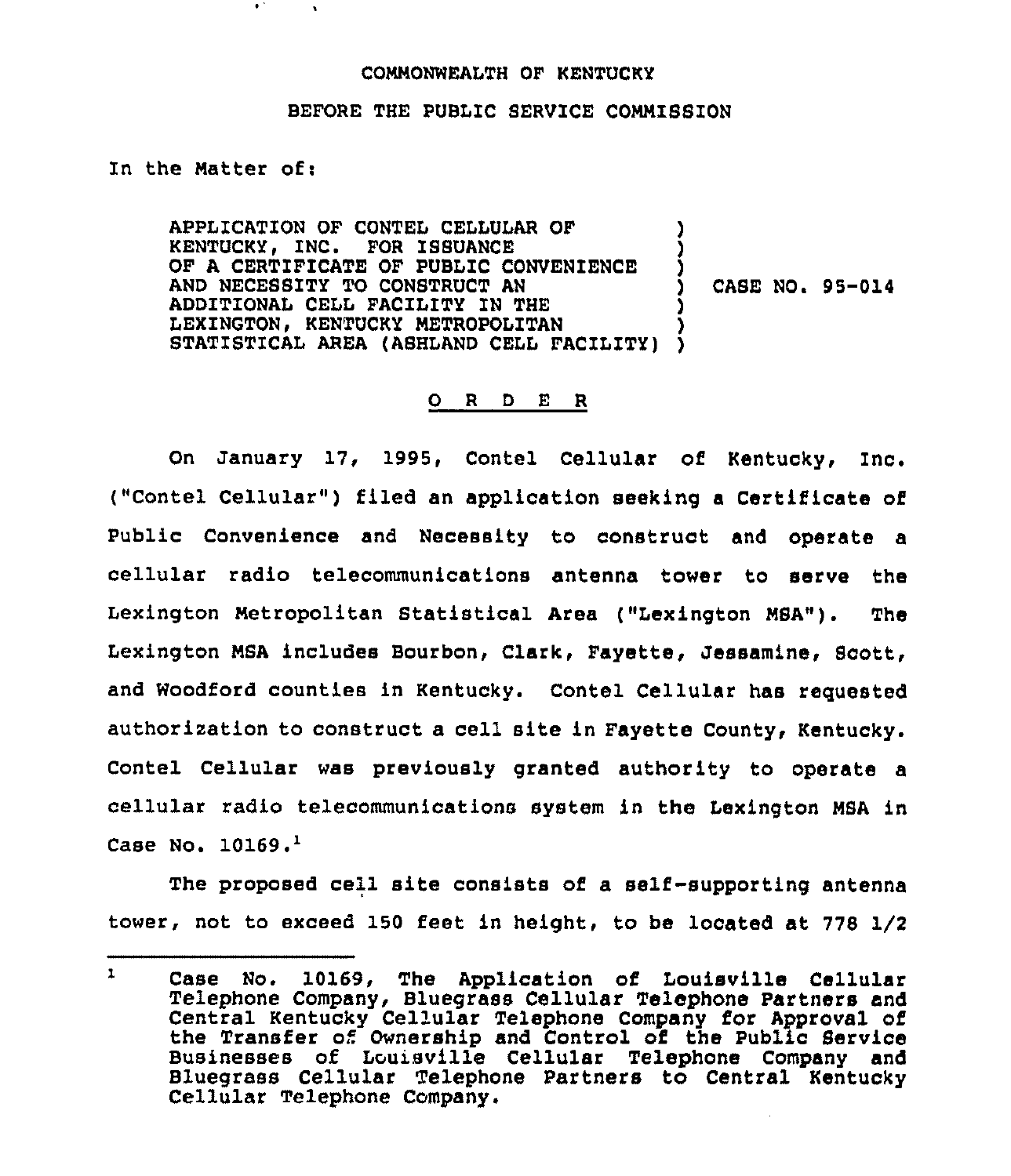COMMONWEALTH OF KENTUCKY

BEFORE THE PUBLIC SERVICE COMMISSION

In the Matter of:

APPLICATION OF CONTEL CELLULAR OF KENTUCKY, INC. FOR ISSUANCE OF A CERTIFICATE OF PUBLIC CONVENIENCE AND NECESSITY TO CONSTRUCT AN ADDITIONAL CELL FACILITY IN THE LEXINGTON, KENTUCKY METROPOLITAN STATISTICAL AREA (ASHLAND CELL FACILITY) ) CASE NO. 95-014

## O R D E R

On January 17, 1995, Contel Cellular of Kentucky, Inc. ("Contel Cellular") filed an application seeking a Certificate of Public Convenience and Necessity to construct and operate a cellular radio telecommunications antenna tower to serve the Lexington Metropolitan Statistical Area ("Lexington MSA"). The Lexington MSA includes Bourbon, Clark, Fayette, Jessamine, Scott, and Woodford counties in Kentucky. Contel Cellular has requested authorization to construct a cell site in Fayette County, Kentucky. Contel Cellular was previously granted authority to operate a cellular radio telecommunications system in the Lexington MSA in Case No. 10169.[1]

The proposed cell site consists of a self-supporting antenna tower, not to exceed 150 feet in height, to be located at 778 1/2

---

[1] Case No. 10169, The Application of Louisville Cellular Telephone Company, Bluegrass Cellular Telephone Partners and Central Kentucky Cellular Telephone Company for Approval of the Transfer of Ownership and Control of the Public Service Businesses of Louisville Cellular Telephone Company and Bluegrass Cellular Telephone Partners to Central Kentucky Cellular Telephone Company.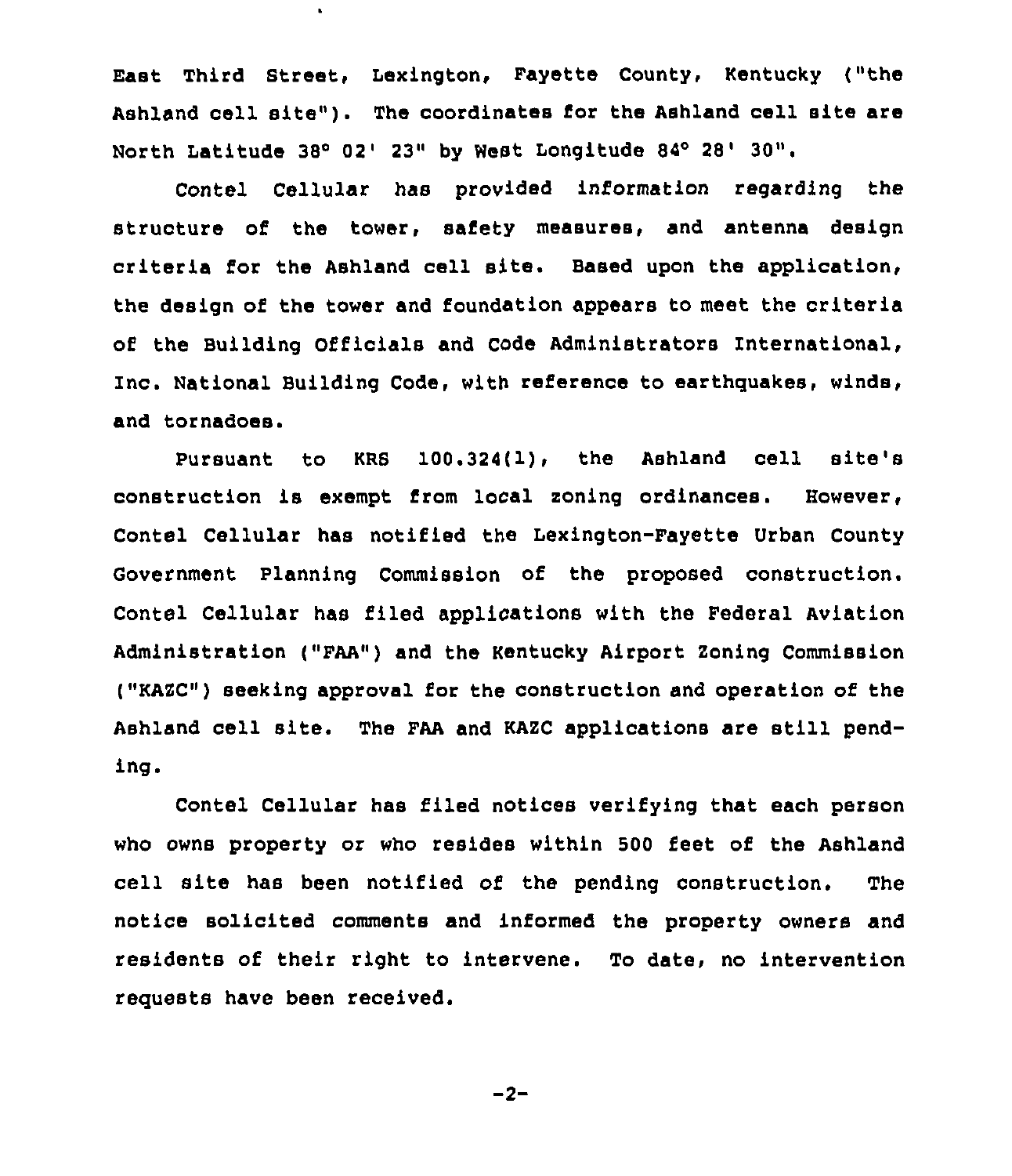East Third Street, Lexington, Fayette County, Kentucky ("the Ashland cell site"). The coordinates for the Ashland cell site are North Latitude 38° 02' 23" by West Longitude 84° 28' 30".

Contel Cellular has provided information regarding the structure of the tower, safety measures, and antenna design criteria for the Ashland cell site. Based upon the application, the design of the tower and foundation appears to meet the criteria of the Building Officials and Code Administrators International, Inc. National Building Code, with reference to earthquakes, winds, and tornadoes.

Pursuant to KRS 100.324(1), the Ashland cell site's construction is exempt from local zoning ordinances. However, Contel Cellular has notified the Lexington-Fayette Urban County Government Planning Commission of the proposed construction. Contel Cellular has filed applications with the Federal Aviation Administration ("FAA") and the Kentucky Airport Zoning Commission ("KAZC") seeking approval for the construction and operation of the Ashland cell site. The FAA and KAZC applications are still pending.

Contel Cellular has filed notices verifying that each person who owns property or who resides within 500 feet of the Ashland cell site has been notified of the pending construction. The notice solicited comments and informed the property owners and residents of their right to intervene. To date, no intervention requests have been received.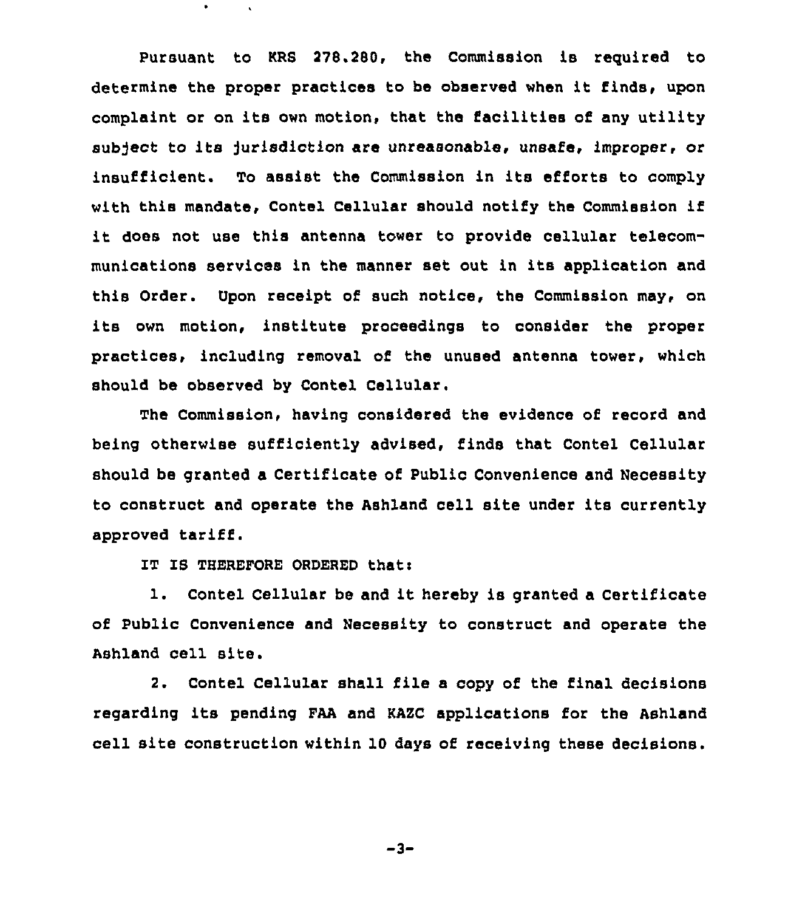Pursuant to KRS 278.280, the Commission is required to determine the proper practices to be observed when it finds, upon complaint or on its own motion, that the facilities of any utility subject to its jurisdiction are unreasonable, unsafe, improper, or insufficient. To assist the Commission in its efforts to comply with this mandate, Contel Cellular should notify the Commission if it does not use this antenna tower to provide cellular telecommunications services in the manner set out in its application and this Order. Upon receipt of such notice, the Commission may, on its own motion, institute proceedings to consider the proper practices, including removal of the unused antenna tower, which should be observed by Contel Cellular.

The Commission, having considered the evidence of record and being otherwise sufficiently advised, finds that Contel Cellular should be granted a Certificate of Public Convenience and Necessity to construct and operate the Ashland cell site under its currently approved tariff.

IT IS THEREFORE ORDERED that:

1. Contel Cellular be and it hereby is granted a Certificate of Public Convenience and Necessity to construct and operate the Ashland cell site.

2. Contel Cellular shall file a copy of the final decisions regarding its pending FAA and KAZC applications for the Ashland cell site construction within 10 days of receiving these decisions.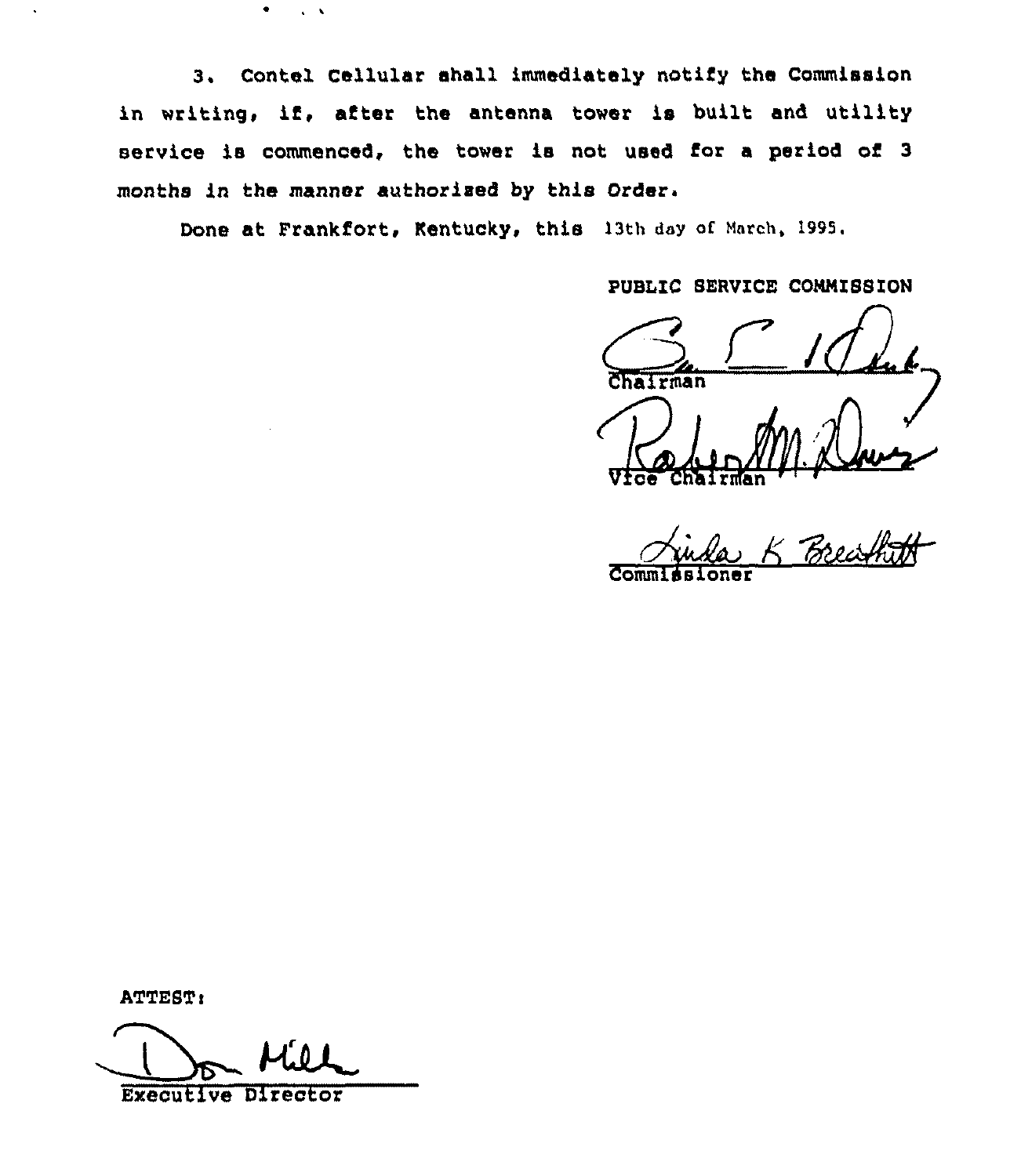3. Contel Cellular shall immediately notify the Commission in writing, if, after the antenna tower is built and utility service is commenced, the tower is not used for a period of 3 months in the manner authorized by this Order.

Done at Frankfort, Kentucky, this 13th day of March, 1995.

PUBLIC SERVICE COMMISSION

Chairman

Vice Chairman

Commissioner

ATTEST:

Executive Director